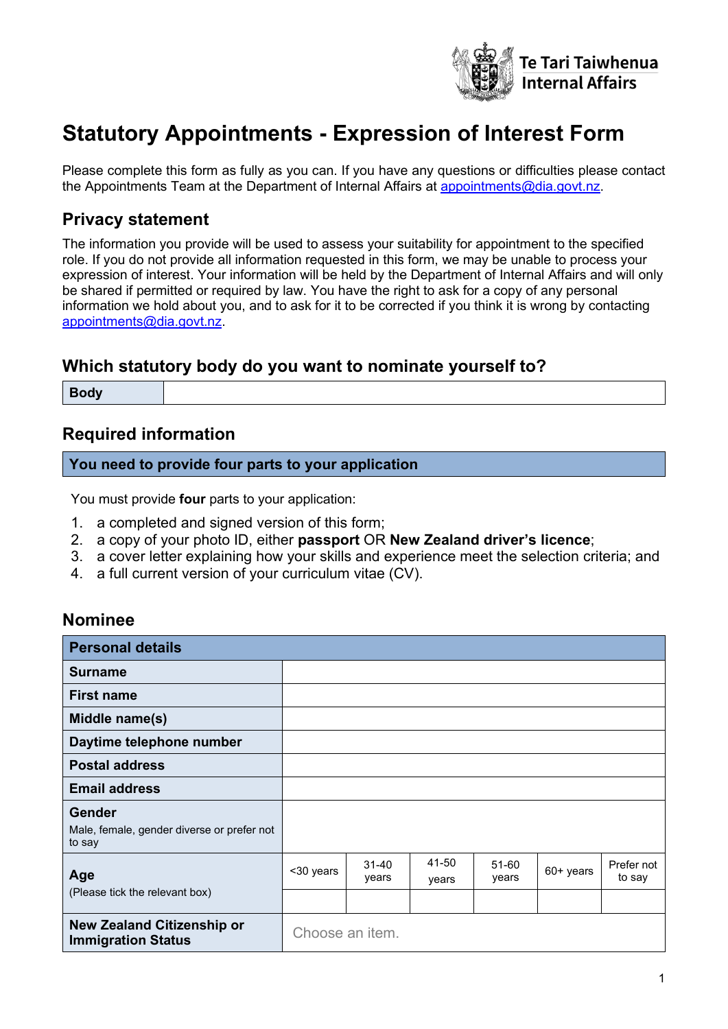Te Tari Taiwhenua
Internal Affairs

# Statutory Appointments - Expression of Interest Form

Please complete this form as fully as you can. If you have any questions or difficulties please contact the Appointments Team at the Department of Internal Affairs at appointments@dia.govt.nz.

## Privacy statement

The information you provide will be used to assess your suitability for appointment to the specified role. If you do not provide all information requested in this form, we may be unable to process your expression of interest. Your information will be held by the Department of Internal Affairs and will only be shared if permitted or required by law. You have the right to ask for a copy of any personal information we hold about you, and to ask for it to be corrected if you think it is wrong by contacting appointments@dia.govt.nz.

## Which statutory body do you want to nominate yourself to?

| **Body** | |
|---|---|

## Required information

| **You need to provide four parts to your application** |
|---|

You must provide **four** parts to your application:

1. a completed and signed version of this form;
2. a copy of your photo ID, either **passport** OR **New Zealand driver's licence**;
3. a cover letter explaining how your skills and experience meet the selection criteria; and
4. a full current version of your curriculum vitae (CV).

## Nominee

| **Personal details** | | | | | | |
|---|---|---|---|---|---|---|
| **Surname** | | | | | | |
| **First name** | | | | | | |
| **Middle name(s)** | | | | | | |
| **Daytime telephone number** | | | | | | |
| **Postal address** | | | | | | |
| **Email address** | | | | | | |
| **Gender** Male, female, gender diverse or prefer not to say | | | | | | |
| **Age** (Please tick the relevant box) | <30 years | 31-40 years | 41-50 years | 51-60 years | 60+ years | Prefer not to say |
| | | | | | | |
| **New Zealand Citizenship or Immigration Status** | Choose an item. | | | | | |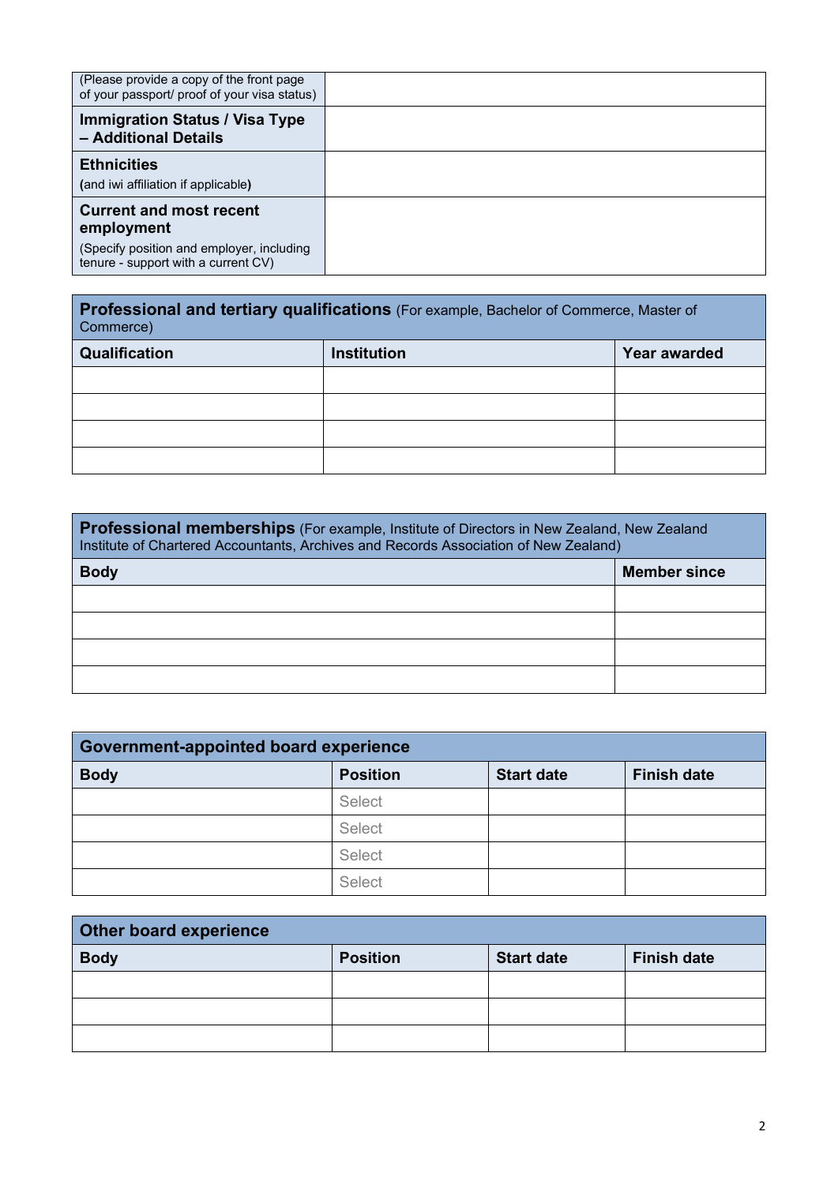| | |
|---|---|
| (Please provide a copy of the front page of your passport/ proof of your visa status) | |
| **Immigration Status / Visa Type – Additional Details** | |
| **Ethnicities** (and iwi affiliation if applicable) | |
| **Current and most recent employment** (Specify position and employer, including tenure - support with a current CV) | |

| **Professional and tertiary qualifications** (For example, Bachelor of Commerce, Master of Commerce) | | |
|---|---|---|
| **Qualification** | **Institution** | **Year awarded** |
| | | |
| | | |
| | | |
| | | |

| **Professional memberships** (For example, Institute of Directors in New Zealand, New Zealand Institute of Chartered Accountants, Archives and Records Association of New Zealand) | |
|---|---|
| **Body** | **Member since** |
| | |
| | |
| | |
| | |

| **Government-appointed board experience** | | | |
|---|---|---|---|
| **Body** | **Position** | **Start date** | **Finish date** |
| | Select | | |
| | Select | | |
| | Select | | |
| | Select | | |

| **Other board experience** | | | |
|---|---|---|---|
| **Body** | **Position** | **Start date** | **Finish date** |
| | | | |
| | | | |
| | | | |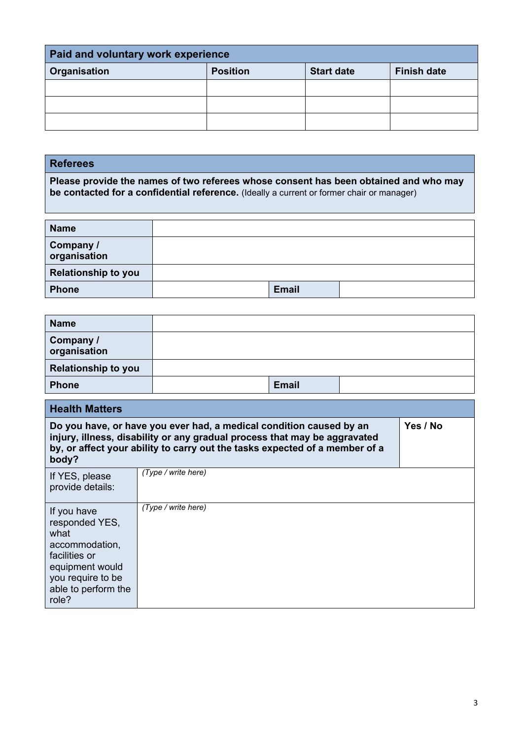## Paid and voluntary work experience

| Organisation | Position | Start date | Finish date |
|---|---|---|---|
| | | | |
| | | | |
| | | | |

## Referees

**Please provide the names of two referees whose consent has been obtained and who may be contacted for a confidential reference.** (Ideally a current or former chair or manager)

| **Name** | | | |
|---|---|---|---|
| **Company / organisation** | | | |
| **Relationship to you** | | | |
| **Phone** | | **Email** | |

| **Name** | | | |
|---|---|---|---|
| **Company / organisation** | | | |
| **Relationship to you** | | | |
| **Phone** | | **Email** | |

## Health Matters

| **Do you have, or have you ever had, a medical condition caused by an injury, illness, disability or any gradual process that may be aggravated by, or affect your ability to carry out the tasks expected of a member of a body?** | **Yes / No** |
|---|---|
| If YES, please provide details: | *(Type / write here)* |
| If you have responded YES, what accommodation, facilities or equipment would you require to be able to perform the role? | *(Type / write here)* |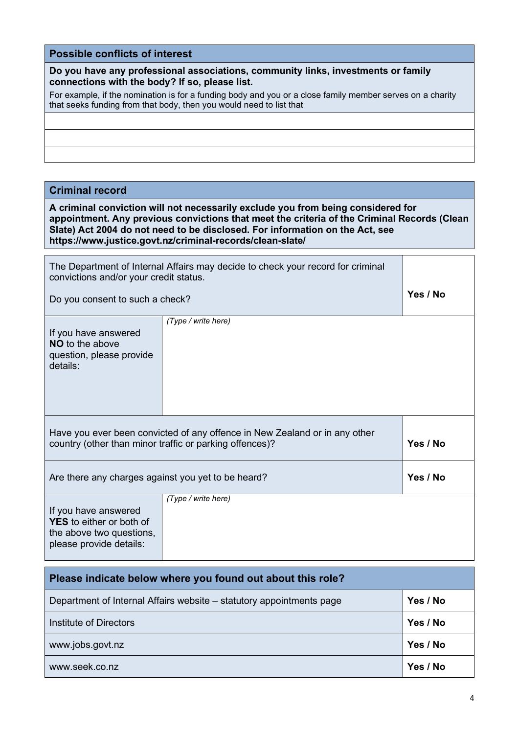## Possible conflicts of interest

**Do you have any professional associations, community links, investments or family connections with the body? If so, please list.**

For example, if the nomination is for a funding body and you or a close family member serves on a charity that seeks funding from that body, then you would need to list that

| |
|---|
| |
| |
| |

## Criminal record

**A criminal conviction will not necessarily exclude you from being considered for appointment. Any previous convictions that meet the criteria of the Criminal Records (Clean Slate) Act 2004 do not need to be disclosed. For information on the Act, see https://www.justice.govt.nz/criminal-records/clean-slate/**

| | |
|---|---|
| The Department of Internal Affairs may decide to check your record for criminal convictions and/or your credit status.<br><br>Do you consent to such a check? | **Yes / No** |
| If you have answered **NO** to the above question, please provide details: | *(Type / write here)* |
| Have you ever been convicted of any offence in New Zealand or in any other country (other than minor traffic or parking offences)? | **Yes / No** |
| Are there any charges against you yet to be heard? | **Yes / No** |
| If you have answered **YES** to either or both of the above two questions, please provide details: | *(Type / write here)* |

| **Please indicate below where you found out about this role?** | |
|---|---|
| Department of Internal Affairs website – statutory appointments page | **Yes / No** |
| Institute of Directors | **Yes / No** |
| www.jobs.govt.nz | **Yes / No** |
| www.seek.co.nz | **Yes / No** |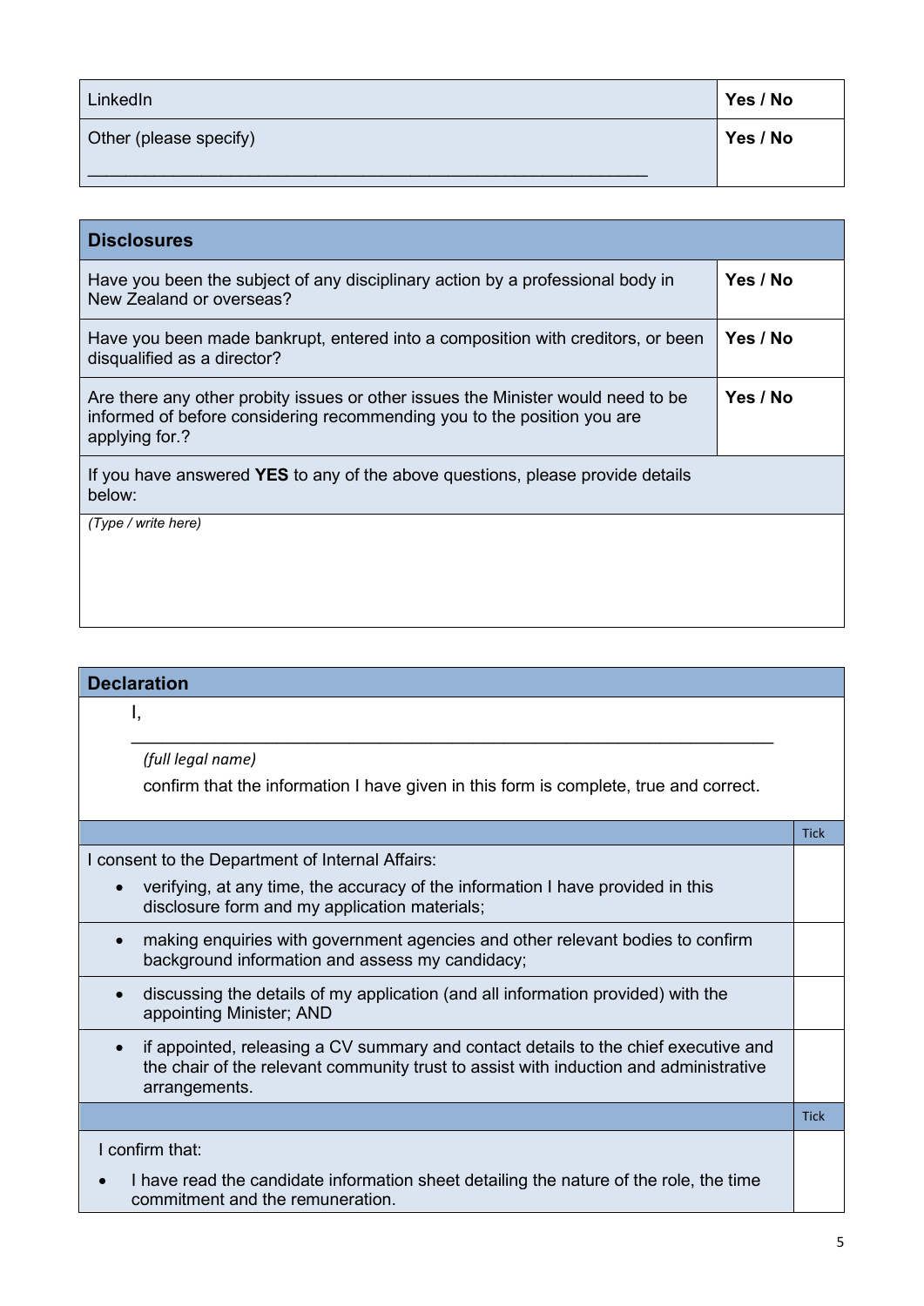| LinkedIn | **Yes / No** |
|---|---|
| Other (please specify) ______________________________________________ | **Yes / No** |

| **Disclosures** | |
|---|---|
| Have you been the subject of any disciplinary action by a professional body in New Zealand or overseas? | **Yes / No** |
| Have you been made bankrupt, entered into a composition with creditors, or been disqualified as a director? | **Yes / No** |
| Are there any other probity issues or other issues the Minister would need to be informed of before considering recommending you to the position you are applying for.? | **Yes / No** |
| If you have answered **YES** to any of the above questions, please provide details below: | |
| *(Type / write here)* | |

| **Declaration** | |
|---|---|
| I, ______________________________________________ *(full legal name)* confirm that the information I have given in this form is complete, true and correct. | |
| | Tick |
| I consent to the Department of Internal Affairs:<br>• verifying, at any time, the accuracy of the information I have provided in this disclosure form and my application materials; | |
| • making enquiries with government agencies and other relevant bodies to confirm background information and assess my candidacy; | |
| • discussing the details of my application (and all information provided) with the appointing Minister; AND | |
| • if appointed, releasing a CV summary and contact details to the chief executive and the chair of the relevant community trust to assist with induction and administrative arrangements. | |
| | Tick |
| I confirm that:<br>• I have read the candidate information sheet detailing the nature of the role, the time commitment and the remuneration. | |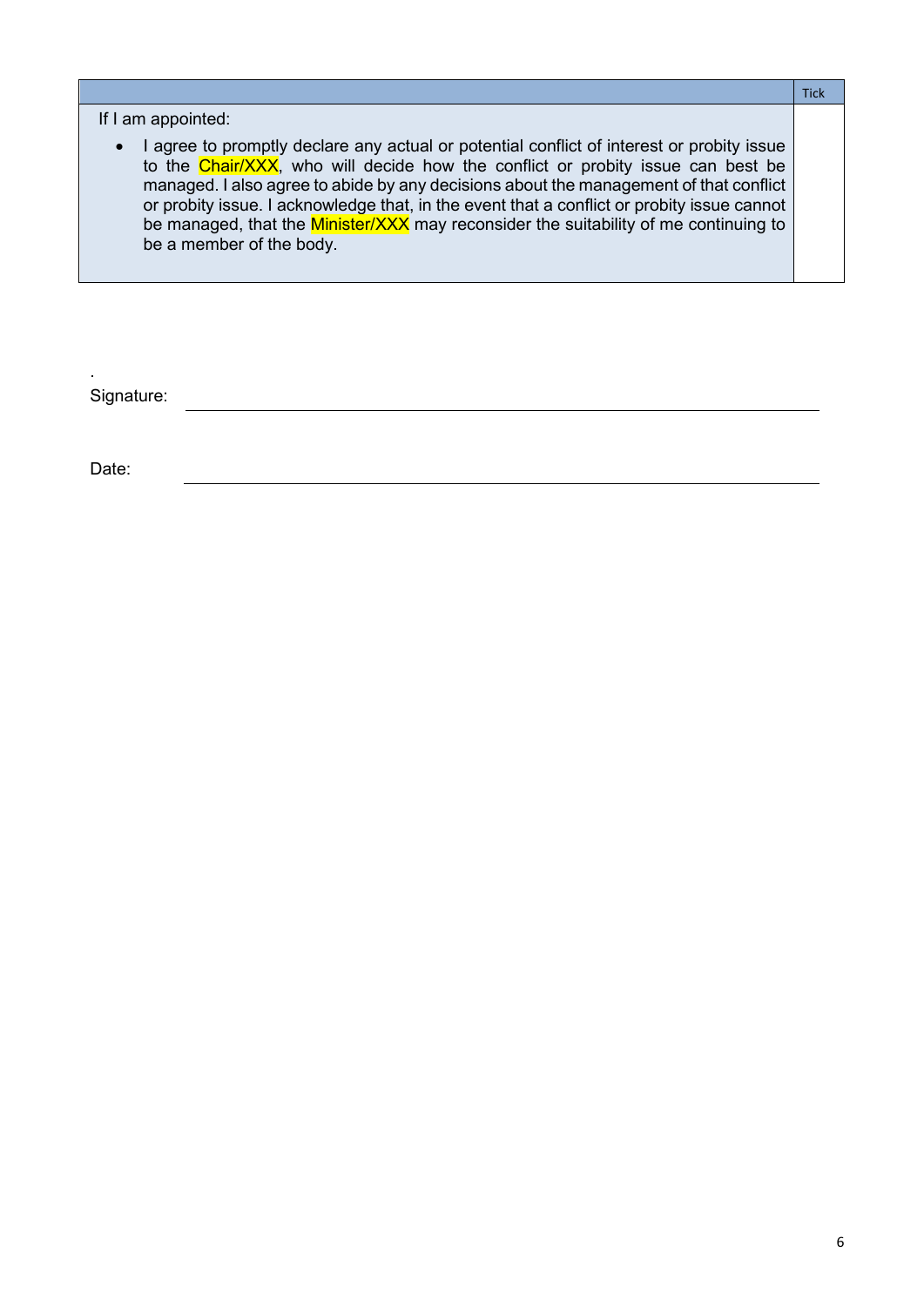| | Tick |
|---|---|
| If I am appointed:<br>• I agree to promptly declare any actual or potential conflict of interest or probity issue to the Chair/XXX, who will decide how the conflict or probity issue can best be managed. I also agree to abide by any decisions about the management of that conflict or probity issue. I acknowledge that, in the event that a conflict or probity issue cannot be managed, that the Minister/XXX may reconsider the suitability of me continuing to be a member of the body. | |

.

Signature: ______________________________

Date: ______________________________